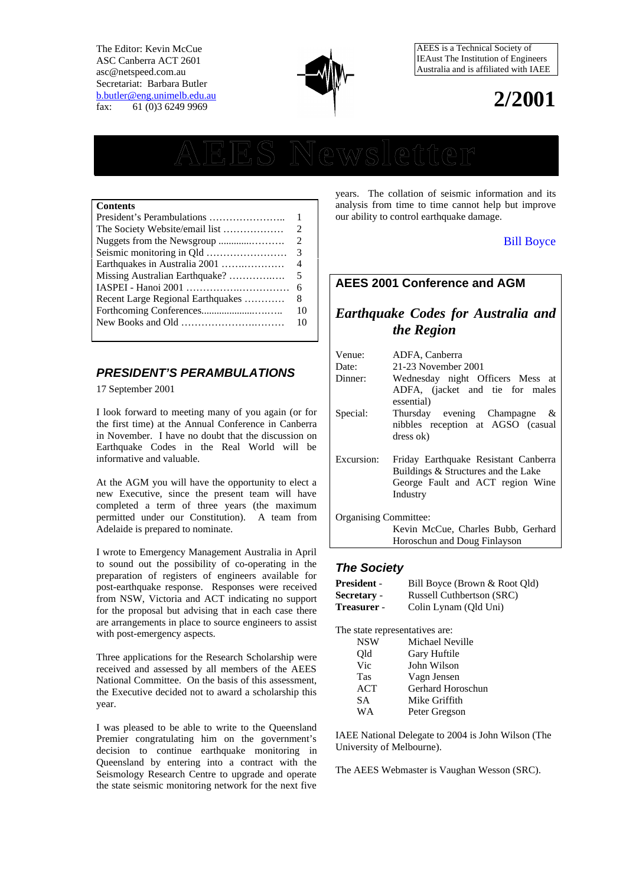The Editor: Kevin McCue
ASC Canberra ACT 2601
asc@netspeed.com.au
Secretariat: Barbara Butler
b.butler@eng.unimelb.edu.au
fax: 61 (0)3 6249 9969

AEES is a Technical Society of IEAust The Institution of Engineers Australia and is affiliated with IAEE

**2/2001**

# AEES Newsletter

| Contents | |
|---|---|
| President's Perambulations ………………….. | 1 |
| The Society Website/email list ……………… | 2 |
| Nuggets from the Newsgroup ............………. | 2 |
| Seismic monitoring in Qld …………………… | 3 |
| Earthquakes in Australia 2001 ……….……… | 4 |
| Missing Australian Earthquake? …………..… | 5 |
| IASPEI - Hanoi 2001 …………….………….. | 6 |
| Recent Large Regional Earthquakes ………… | 8 |
| Forthcoming Conferences...................….…… | 10 |
| New Books and Old ……………….………… | 10 |

## *PRESIDENT'S PERAMBULATIONS*

17 September 2001

I look forward to meeting many of you again (or for the first time) at the Annual Conference in Canberra in November. I have no doubt that the discussion on Earthquake Codes in the Real World will be informative and valuable.

At the AGM you will have the opportunity to elect a new Executive, since the present team will have completed a term of three years (the maximum permitted under our Constitution). A team from Adelaide is prepared to nominate.

I wrote to Emergency Management Australia in April to sound out the possibility of co-operating in the preparation of registers of engineers available for post-earthquake response. Responses were received from NSW, Victoria and ACT indicating no support for the proposal but advising that in each case there are arrangements in place to source engineers to assist with post-emergency aspects.

Three applications for the Research Scholarship were received and assessed by all members of the AEES National Committee. On the basis of this assessment, the Executive decided not to award a scholarship this year.

I was pleased to be able to write to the Queensland Premier congratulating him on the government's decision to continue earthquake monitoring in Queensland by entering into a contract with the Seismology Research Centre to upgrade and operate the state seismic monitoring network for the next five years. The collation of seismic information and its analysis from time to time cannot help but improve our ability to control earthquake damage.

Bill Boyce

## AEES 2001 Conference and AGM

### *Earthquake Codes for Australia and the Region*

| | |
|---|---|
| Venue: | ADFA, Canberra |
| Date: | 21-23 November 2001 |
| Dinner: | Wednesday night Officers Mess at ADFA, (jacket and tie for males essential) |
| Special: | Thursday evening Champagne & nibbles reception at AGSO (casual dress ok) |
| Excursion: | Friday Earthquake Resistant Canberra Buildings & Structures and the Lake George Fault and ACT region Wine Industry |

Organising Committee:
Kevin McCue, Charles Bubb, Gerhard Horoschun and Doug Finlayson

### *The Society*

**President** - Bill Boyce (Brown & Root Qld)
**Secretary** - Russell Cuthbertson (SRC)
**Treasurer** - Colin Lynam (Qld Uni)

The state representatives are:

| | |
|---|---|
| NSW | Michael Neville |
| Qld | Gary Huftile |
| Vic | John Wilson |
| Tas | Vagn Jensen |
| ACT | Gerhard Horoschun |
| SA | Mike Griffith |
| WA | Peter Gregson |

IAEE National Delegate to 2004 is John Wilson (The University of Melbourne).

The AEES Webmaster is Vaughan Wesson (SRC).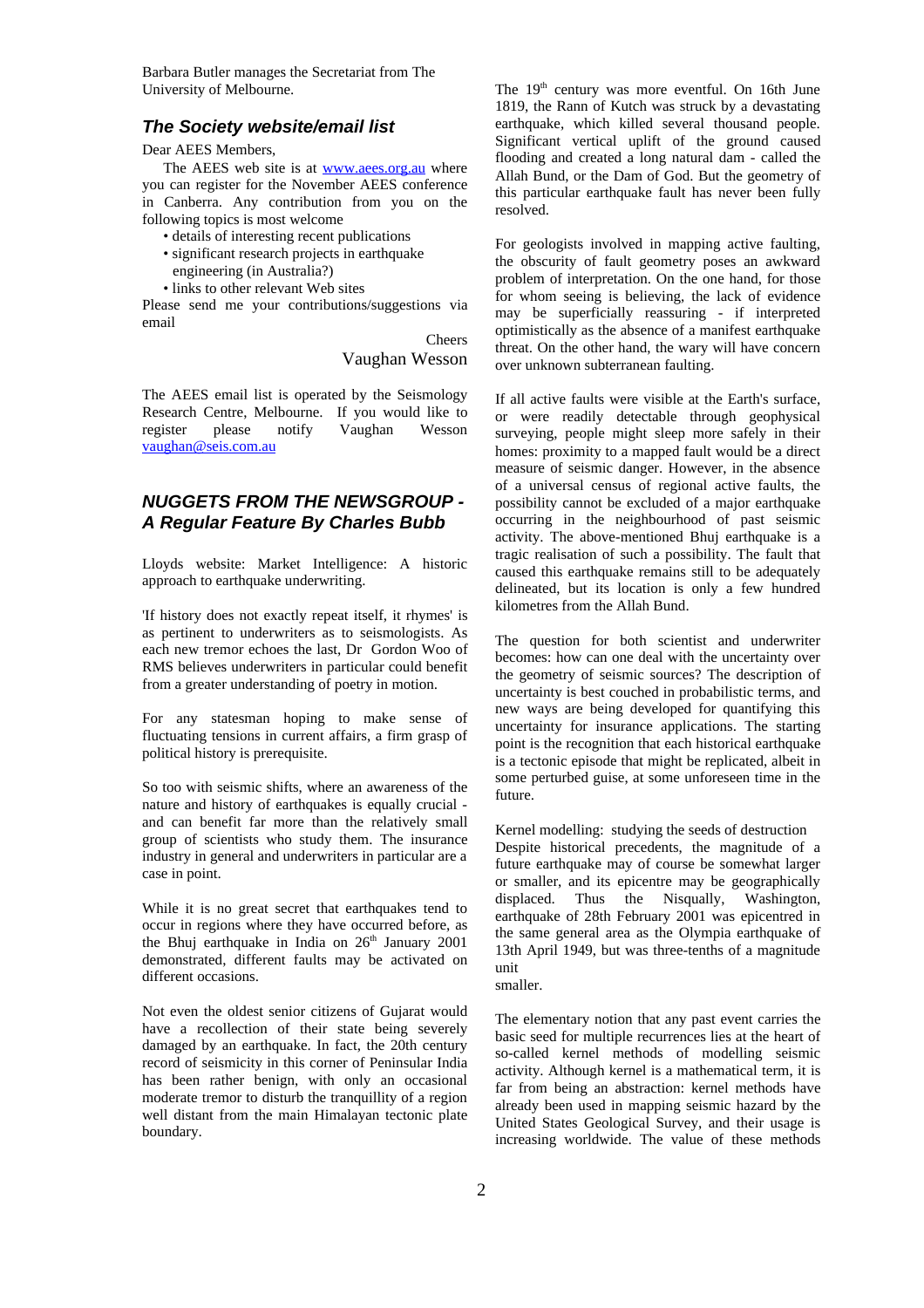Barbara Butler manages the Secretariat from The University of Melbourne.

## The Society website/email list

Dear AEES Members,

The AEES web site is at www.aees.org.au where you can register for the November AEES conference in Canberra. Any contribution from you on the following topics is most welcome

- details of interesting recent publications
- significant research projects in earthquake engineering (in Australia?)
- links to other relevant Web sites

Please send me your contributions/suggestions via email

Cheers

Vaughan Wesson

The AEES email list is operated by the Seismology Research Centre, Melbourne. If you would like to register please notify Vaughan Wesson vaughan@seis.com.au

## NUGGETS FROM THE NEWSGROUP - A Regular Feature By Charles Bubb

Lloyds website: Market Intelligence: A historic approach to earthquake underwriting.

'If history does not exactly repeat itself, it rhymes' is as pertinent to underwriters as to seismologists. As each new tremor echoes the last, Dr Gordon Woo of RMS believes underwriters in particular could benefit from a greater understanding of poetry in motion.

For any statesman hoping to make sense of fluctuating tensions in current affairs, a firm grasp of political history is prerequisite.

So too with seismic shifts, where an awareness of the nature and history of earthquakes is equally crucial - and can benefit far more than the relatively small group of scientists who study them. The insurance industry in general and underwriters in particular are a case in point.

While it is no great secret that earthquakes tend to occur in regions where they have occurred before, as the Bhuj earthquake in India on 26th January 2001 demonstrated, different faults may be activated on different occasions.

Not even the oldest senior citizens of Gujarat would have a recollection of their state being severely damaged by an earthquake. In fact, the 20th century record of seismicity in this corner of Peninsular India has been rather benign, with only an occasional moderate tremor to disturb the tranquillity of a region well distant from the main Himalayan tectonic plate boundary.

The 19th century was more eventful. On 16th June 1819, the Rann of Kutch was struck by a devastating earthquake, which killed several thousand people. Significant vertical uplift of the ground caused flooding and created a long natural dam - called the Allah Bund, or the Dam of God. But the geometry of this particular earthquake fault has never been fully resolved.

For geologists involved in mapping active faulting, the obscurity of fault geometry poses an awkward problem of interpretation. On the one hand, for those for whom seeing is believing, the lack of evidence may be superficially reassuring - if interpreted optimistically as the absence of a manifest earthquake threat. On the other hand, the wary will have concern over unknown subterranean faulting.

If all active faults were visible at the Earth's surface, or were readily detectable through geophysical surveying, people might sleep more safely in their homes: proximity to a mapped fault would be a direct measure of seismic danger. However, in the absence of a universal census of regional active faults, the possibility cannot be excluded of a major earthquake occurring in the neighbourhood of past seismic activity. The above-mentioned Bhuj earthquake is a tragic realisation of such a possibility. The fault that caused this earthquake remains still to be adequately delineated, but its location is only a few hundred kilometres from the Allah Bund.

The question for both scientist and underwriter becomes: how can one deal with the uncertainty over the geometry of seismic sources? The description of uncertainty is best couched in probabilistic terms, and new ways are being developed for quantifying this uncertainty for insurance applications. The starting point is the recognition that each historical earthquake is a tectonic episode that might be replicated, albeit in some perturbed guise, at some unforeseen time in the future.

Kernel modelling: studying the seeds of destruction

Despite historical precedents, the magnitude of a future earthquake may of course be somewhat larger or smaller, and its epicentre may be geographically displaced. Thus the Nisqually, Washington, earthquake of 28th February 2001 was epicentred in the same general area as the Olympia earthquake of 13th April 1949, but was three-tenths of a magnitude unit smaller.

The elementary notion that any past event carries the basic seed for multiple recurrences lies at the heart of so-called kernel methods of modelling seismic activity. Although kernel is a mathematical term, it is far from being an abstraction: kernel methods have already been used in mapping seismic hazard by the United States Geological Survey, and their usage is increasing worldwide. The value of these methods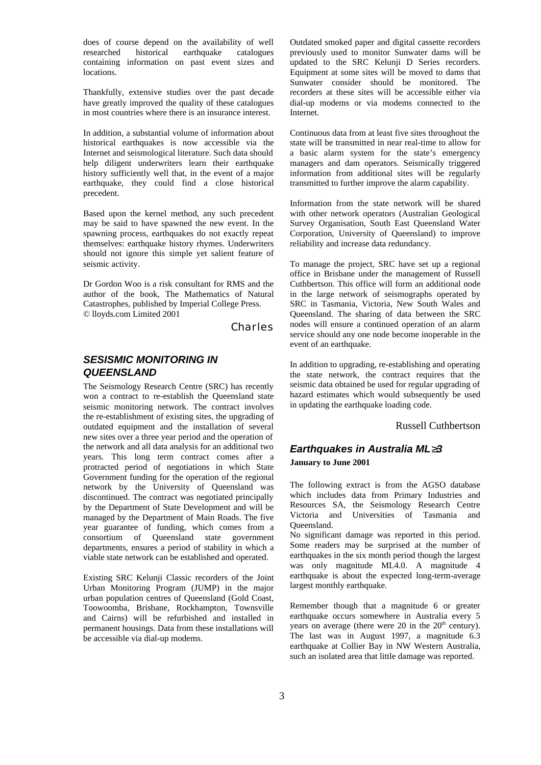does of course depend on the availability of well researched historical earthquake catalogues containing information on past event sizes and locations.

Thankfully, extensive studies over the past decade have greatly improved the quality of these catalogues in most countries where there is an insurance interest.

In addition, a substantial volume of information about historical earthquakes is now accessible via the Internet and seismological literature. Such data should help diligent underwriters learn their earthquake history sufficiently well that, in the event of a major earthquake, they could find a close historical precedent.

Based upon the kernel method, any such precedent may be said to have spawned the new event. In the spawning process, earthquakes do not exactly repeat themselves: earthquake history rhymes. Underwriters should not ignore this simple yet salient feature of seismic activity.

Dr Gordon Woo is a risk consultant for RMS and the author of the book, The Mathematics of Natural Catastrophes, published by Imperial College Press.
© lloyds.com Limited 2001

Charles

## *SESISMIC MONITORING IN QUEENSLAND*

The Seismology Research Centre (SRC) has recently won a contract to re-establish the Queensland state seismic monitoring network. The contract involves the re-establishment of existing sites, the upgrading of outdated equipment and the installation of several new sites over a three year period and the operation of the network and all data analysis for an additional two years. This long term contract comes after a protracted period of negotiations in which State Government funding for the operation of the regional network by the University of Queensland was discontinued. The contract was negotiated principally by the Department of State Development and will be managed by the Department of Main Roads. The five year guarantee of funding, which comes from a consortium of Queensland state government departments, ensures a period of stability in which a viable state network can be established and operated.

Existing SRC Kelunji Classic recorders of the Joint Urban Monitoring Program (JUMP) in the major urban population centres of Queensland (Gold Coast, Toowoomba, Brisbane, Rockhampton, Townsville and Cairns) will be refurbished and installed in permanent housings. Data from these installations will be accessible via dial-up modems.

Outdated smoked paper and digital cassette recorders previously used to monitor Sunwater dams will be updated to the SRC Kelunji D Series recorders. Equipment at some sites will be moved to dams that Sunwater consider should be monitored. The recorders at these sites will be accessible either via dial-up modems or via modems connected to the Internet.

Continuous data from at least five sites throughout the state will be transmitted in near real-time to allow for a basic alarm system for the state's emergency managers and dam operators. Seismically triggered information from additional sites will be regularly transmitted to further improve the alarm capability.

Information from the state network will be shared with other network operators (Australian Geological Survey Organisation, South East Queensland Water Corporation, University of Queensland) to improve reliability and increase data redundancy.

To manage the project, SRC have set up a regional office in Brisbane under the management of Russell Cuthbertson. This office will form an additional node in the large network of seismographs operated by SRC in Tasmania, Victoria, New South Wales and Queensland. The sharing of data between the SRC nodes will ensure a continued operation of an alarm service should any one node become inoperable in the event of an earthquake.

In addition to upgrading, re-establishing and operating the state network, the contract requires that the seismic data obtained be used for regular upgrading of hazard estimates which would subsequently be used in updating the earthquake loading code.

Russell Cuthbertson

## *Earthquakes in Australia ML≥3*

**January to June 2001**

The following extract is from the AGSO database which includes data from Primary Industries and Resources SA, the Seismology Research Centre Victoria and Universities of Tasmania and Queensland.

No significant damage was reported in this period. Some readers may be surprised at the number of earthquakes in the six month period though the largest was only magnitude ML4.0. A magnitude 4 earthquake is about the expected long-term-average largest monthly earthquake.

Remember though that a magnitude 6 or greater earthquake occurs somewhere in Australia every 5 years on average (there were 20 in the 20th century). The last was in August 1997, a magnitude 6.3 earthquake at Collier Bay in NW Western Australia, such an isolated area that little damage was reported.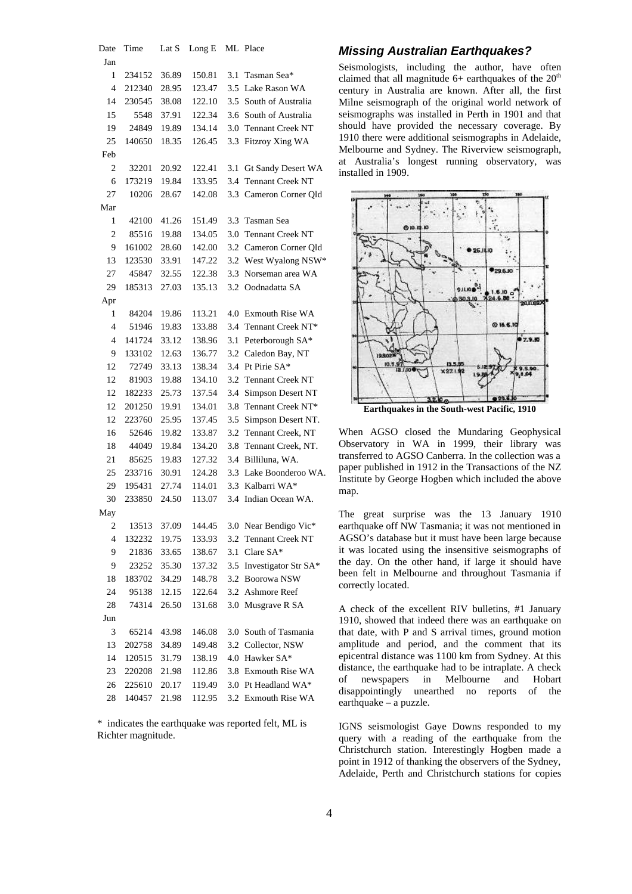| Date | Time | Lat S | Long E | ML | Place |
|---|---|---|---|---|---|
| Jan | | | | | |
| 1 | 234152 | 36.89 | 150.81 | 3.1 | Tasman Sea* |
| 4 | 212340 | 28.95 | 123.47 | 3.5 | Lake Rason WA |
| 14 | 230545 | 38.08 | 122.10 | 3.5 | South of Australia |
| 15 | 5548 | 37.91 | 122.34 | 3.6 | South of Australia |
| 19 | 24849 | 19.89 | 134.14 | 3.0 | Tennant Creek NT |
| 25 | 140650 | 18.35 | 126.45 | 3.3 | Fitzroy Xing WA |
| Feb | | | | | |
| 2 | 32201 | 20.92 | 122.41 | 3.1 | Gt Sandy Desert WA |
| 6 | 173219 | 19.84 | 133.95 | 3.4 | Tennant Creek NT |
| 27 | 10206 | 28.67 | 142.08 | 3.3 | Cameron Corner Qld |
| Mar | | | | | |
| 1 | 42100 | 41.26 | 151.49 | 3.3 | Tasman Sea |
| 2 | 85516 | 19.88 | 134.05 | 3.0 | Tennant Creek NT |
| 9 | 161002 | 28.60 | 142.00 | 3.2 | Cameron Corner Qld |
| 13 | 123530 | 33.91 | 147.22 | 3.2 | West Wyalong NSW* |
| 27 | 45847 | 32.55 | 122.38 | 3.3 | Norseman area WA |
| 29 | 185313 | 27.03 | 135.13 | 3.2 | Oodnadatta SA |
| Apr | | | | | |
| 1 | 84204 | 19.86 | 113.21 | 4.0 | Exmouth Rise WA |
| 4 | 51946 | 19.83 | 133.88 | 3.4 | Tennant Creek NT* |
| 4 | 141724 | 33.12 | 138.96 | 3.1 | Peterborough SA* |
| 9 | 133102 | 12.63 | 136.77 | 3.2 | Caledon Bay, NT |
| 12 | 72749 | 33.13 | 138.34 | 3.4 | Pt Pirie SA* |
| 12 | 81903 | 19.88 | 134.10 | 3.2 | Tennant Creek NT |
| 12 | 182233 | 25.73 | 137.54 | 3.4 | Simpson Desert NT |
| 12 | 201250 | 19.91 | 134.01 | 3.8 | Tennant Creek NT* |
| 12 | 223760 | 25.95 | 137.45 | 3.5 | Simpson Desert NT. |
| 16 | 52646 | 19.82 | 133.87 | 3.2 | Tennant Creek, NT |
| 18 | 44049 | 19.84 | 134.20 | 3.8 | Tennant Creek, NT. |
| 21 | 85625 | 19.83 | 127.32 | 3.4 | Billiluna, WA. |
| 25 | 233716 | 30.91 | 124.28 | 3.3 | Lake Boonderoo WA. |
| 29 | 195431 | 27.74 | 114.01 | 3.3 | Kalbarri WA* |
| 30 | 233850 | 24.50 | 113.07 | 3.4 | Indian Ocean WA. |
| May | | | | | |
| 2 | 13513 | 37.09 | 144.45 | 3.0 | Near Bendigo Vic* |
| 4 | 132232 | 19.75 | 133.93 | 3.2 | Tennant Creek NT |
| 9 | 21836 | 33.65 | 138.67 | 3.1 | Clare SA* |
| 9 | 23252 | 35.30 | 137.32 | 3.5 | Investigator Str SA* |
| 18 | 183702 | 34.29 | 148.78 | 3.2 | Boorowa NSW |
| 24 | 95138 | 12.15 | 122.64 | 3.2 | Ashmore Reef |
| 28 | 74314 | 26.50 | 131.68 | 3.0 | Musgrave R SA |
| Jun | | | | | |
| 3 | 65214 | 43.98 | 146.08 | 3.0 | South of Tasmania |
| 13 | 202758 | 34.89 | 149.48 | 3.2 | Collector, NSW |
| 14 | 120515 | 31.79 | 138.19 | 4.0 | Hawker SA* |
| 23 | 220208 | 21.98 | 112.86 | 3.8 | Exmouth Rise WA |
| 26 | 225610 | 20.17 | 119.49 | 3.0 | Pt Headland WA* |
| 28 | 140457 | 21.98 | 112.95 | 3.2 | Exmouth Rise WA |

\* indicates the earthquake was reported felt, ML is Richter magnitude.

## *Missing Australian Earthquakes?*

Seismologists, including the author, have often claimed that all magnitude 6+ earthquakes of the 20[th] century in Australia are known. After all, the first Milne seismograph of the original world network of seismographs was installed in Perth in 1901 and that should have provided the necessary coverage. By 1910 there were additional seismographs in Adelaide, Melbourne and Sydney. The Riverview seismograph, at Australia's longest running observatory, was installed in 1909.

**Earthquakes in the South-west Pacific, 1910**

When AGSO closed the Mundaring Geophysical Observatory in WA in 1999, their library was transferred to AGSO Canberra. In the collection was a paper published in 1912 in the Transactions of the NZ Institute by George Hogben which included the above map.

The great surprise was the 13 January 1910 earthquake off NW Tasmania; it was not mentioned in AGSO's database but it must have been large because it was located using the insensitive seismographs of the day. On the other hand, if large it should have been felt in Melbourne and throughout Tasmania if correctly located.

A check of the excellent RIV bulletins, #1 January 1910, showed that indeed there was an earthquake on that date, with P and S arrival times, ground motion amplitude and period, and the comment that its epicentral distance was 1100 km from Sydney. At this distance, the earthquake had to be intraplate. A check of newspapers in Melbourne and Hobart disappointingly unearthed no reports of the earthquake – a puzzle.

IGNS seismologist Gaye Downs responded to my query with a reading of the earthquake from the Christchurch station. Interestingly Hogben made a point in 1912 of thanking the observers of the Sydney, Adelaide, Perth and Christchurch stations for copies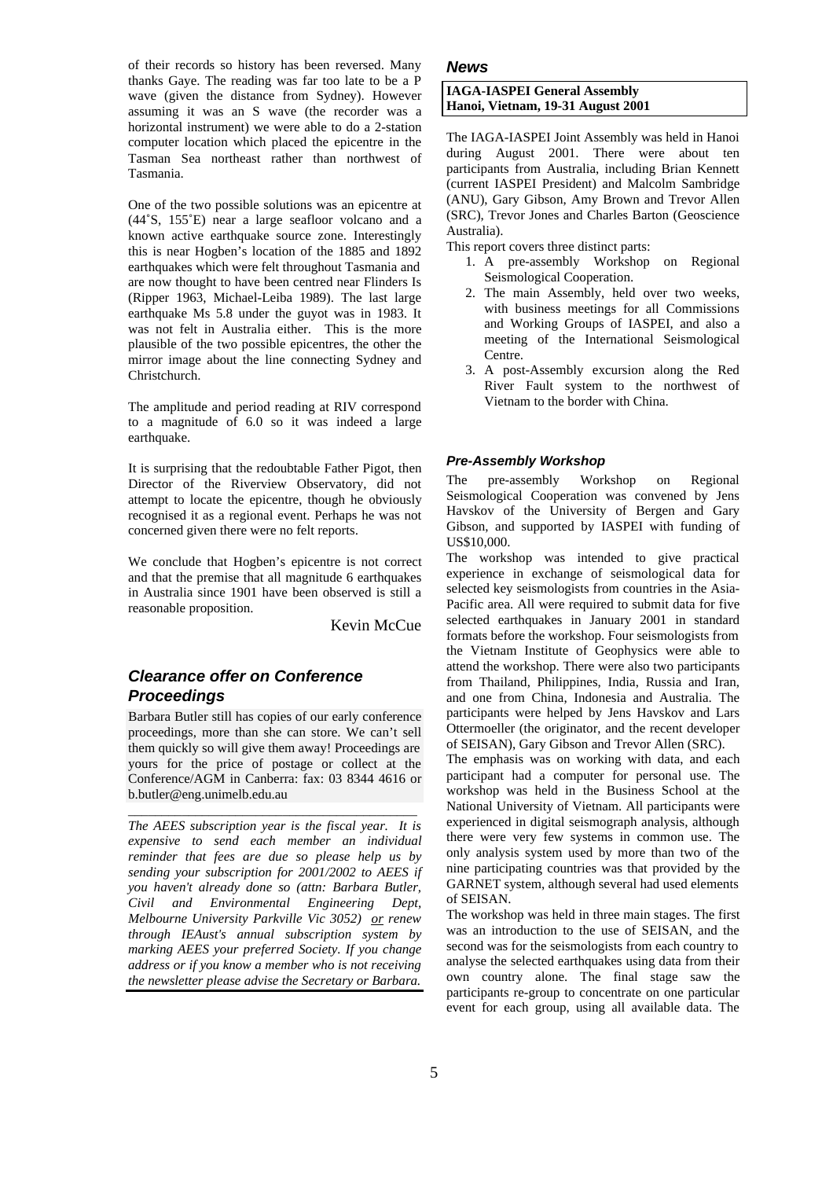of their records so history has been reversed. Many thanks Gaye. The reading was far too late to be a P wave (given the distance from Sydney). However assuming it was an S wave (the recorder was a horizontal instrument) we were able to do a 2-station computer location which placed the epicentre in the Tasman Sea northeast rather than northwest of Tasmania.

One of the two possible solutions was an epicentre at (44˚S, 155˚E) near a large seafloor volcano and a known active earthquake source zone. Interestingly this is near Hogben's location of the 1885 and 1892 earthquakes which were felt throughout Tasmania and are now thought to have been centred near Flinders Is (Ripper 1963, Michael-Leiba 1989). The last large earthquake Ms 5.8 under the guyot was in 1983. It was not felt in Australia either. This is the more plausible of the two possible epicentres, the other the mirror image about the line connecting Sydney and Christchurch.

The amplitude and period reading at RIV correspond to a magnitude of 6.0 so it was indeed a large earthquake.

It is surprising that the redoubtable Father Pigot, then Director of the Riverview Observatory, did not attempt to locate the epicentre, though he obviously recognised it as a regional event. Perhaps he was not concerned given there were no felt reports.

We conclude that Hogben's epicentre is not correct and that the premise that all magnitude 6 earthquakes in Australia since 1901 have been observed is still a reasonable proposition.

Kevin McCue

## Clearance offer on Conference Proceedings

Barbara Butler still has copies of our early conference proceedings, more than she can store. We can't sell them quickly so will give them away! Proceedings are yours for the price of postage or collect at the Conference/AGM in Canberra: fax: 03 8344 4616 or b.butler@eng.unimelb.edu.au

*The AEES subscription year is the fiscal year. It is expensive to send each member an individual reminder that fees are due so please help us by sending your subscription for 2001/2002 to AEES if you haven't already done so (attn: Barbara Butler, Civil and Environmental Engineering Dept, Melbourne University Parkville Vic 3052) or renew through IEAust's annual subscription system by marking AEES your preferred Society. If you change address or if you know a member who is not receiving the newsletter please advise the Secretary or Barbara.*

## News

**IAGA-IASPEI General Assembly**
**Hanoi, Vietnam, 19-31 August 2001**

The IAGA-IASPEI Joint Assembly was held in Hanoi during August 2001. There were about ten participants from Australia, including Brian Kennett (current IASPEI President) and Malcolm Sambridge (ANU), Gary Gibson, Amy Brown and Trevor Allen (SRC), Trevor Jones and Charles Barton (Geoscience Australia).

This report covers three distinct parts:

1. A pre-assembly Workshop on Regional Seismological Cooperation.
2. The main Assembly, held over two weeks, with business meetings for all Commissions and Working Groups of IASPEI, and also a meeting of the International Seismological Centre.
3. A post-Assembly excursion along the Red River Fault system to the northwest of Vietnam to the border with China.

### Pre-Assembly Workshop

The pre-assembly Workshop on Regional Seismological Cooperation was convened by Jens Havskov of the University of Bergen and Gary Gibson, and supported by IASPEI with funding of US$10,000.

The workshop was intended to give practical experience in exchange of seismological data for selected key seismologists from countries in the Asia-Pacific area. All were required to submit data for five selected earthquakes in January 2001 in standard formats before the workshop. Four seismologists from the Vietnam Institute of Geophysics were able to attend the workshop. There were also two participants from Thailand, Philippines, India, Russia and Iran, and one from China, Indonesia and Australia. The participants were helped by Jens Havskov and Lars Ottermoeller (the originator, and the recent developer of SEISAN), Gary Gibson and Trevor Allen (SRC).

The emphasis was on working with data, and each participant had a computer for personal use. The workshop was held in the Business School at the National University of Vietnam. All participants were experienced in digital seismograph analysis, although there were very few systems in common use. The only analysis system used by more than two of the nine participating countries was that provided by the GARNET system, although several had used elements of SEISAN.

The workshop was held in three main stages. The first was an introduction to the use of SEISAN, and the second was for the seismologists from each country to analyse the selected earthquakes using data from their own country alone. The final stage saw the participants re-group to concentrate on one particular event for each group, using all available data. The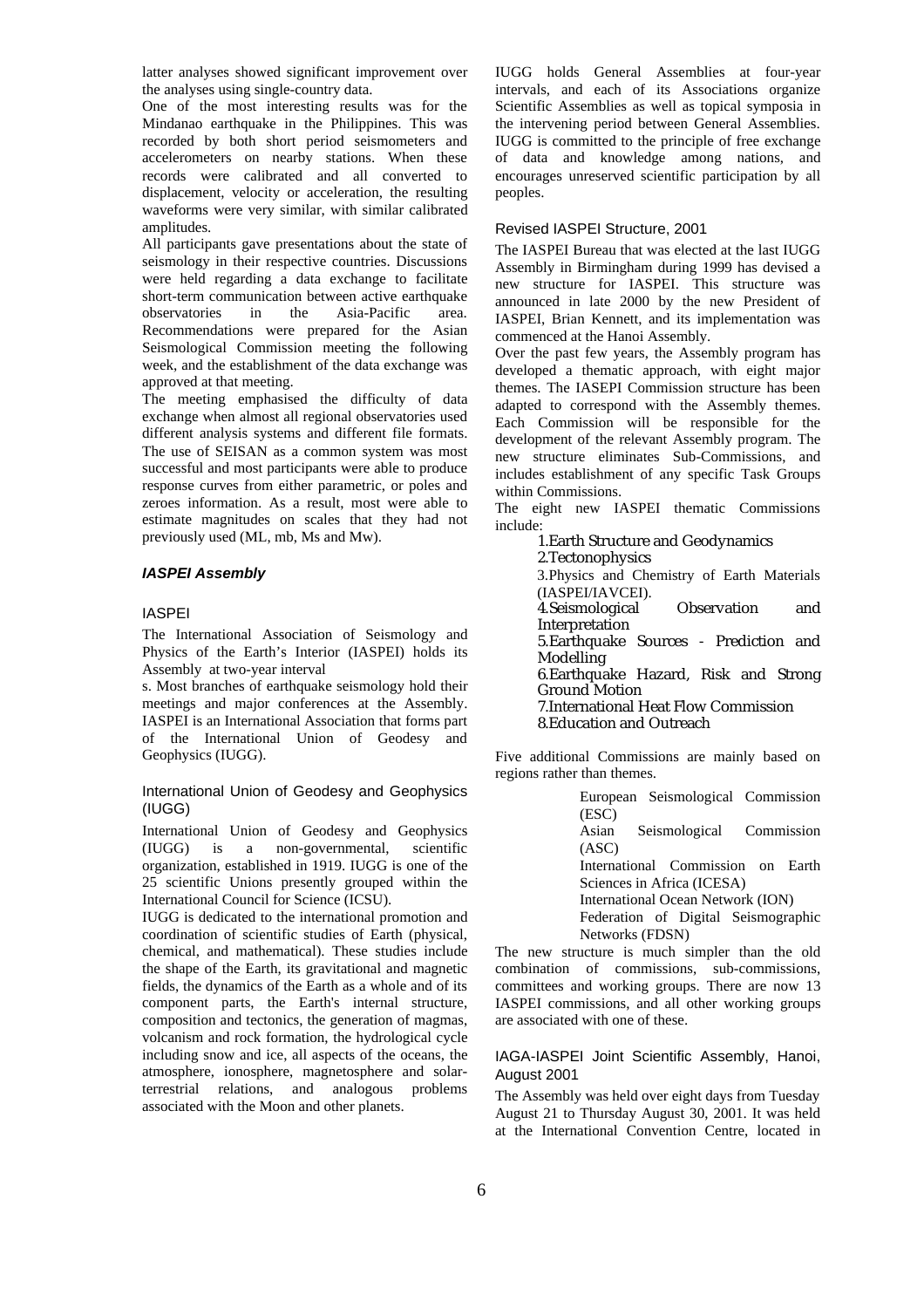latter analyses showed significant improvement over the analyses using single-country data.

One of the most interesting results was for the Mindanao earthquake in the Philippines. This was recorded by both short period seismometers and accelerometers on nearby stations. When these records were calibrated and all converted to displacement, velocity or acceleration, the resulting waveforms were very similar, with similar calibrated amplitudes.

All participants gave presentations about the state of seismology in their respective countries. Discussions were held regarding a data exchange to facilitate short-term communication between active earthquake observatories in the Asia-Pacific area. Recommendations were prepared for the Asian Seismological Commission meeting the following week, and the establishment of the data exchange was approved at that meeting.

The meeting emphasised the difficulty of data exchange when almost all regional observatories used different analysis systems and different file formats. The use of SEISAN as a common system was most successful and most participants were able to produce response curves from either parametric, or poles and zeroes information. As a result, most were able to estimate magnitudes on scales that they had not previously used (ML, mb, Ms and Mw).

## *IASPEI Assembly*

### IASPEI

The International Association of Seismology and Physics of the Earth's Interior (IASPEI) holds its Assembly at two-year interval

s. Most branches of earthquake seismology hold their meetings and major conferences at the Assembly. IASPEI is an International Association that forms part of the International Union of Geodesy and Geophysics (IUGG).

### International Union of Geodesy and Geophysics (IUGG)

International Union of Geodesy and Geophysics (IUGG) is a non-governmental, scientific organization, established in 1919. IUGG is one of the 25 scientific Unions presently grouped within the International Council for Science (ICSU).

IUGG is dedicated to the international promotion and coordination of scientific studies of Earth (physical, chemical, and mathematical). These studies include the shape of the Earth, its gravitational and magnetic fields, the dynamics of the Earth as a whole and of its component parts, the Earth's internal structure, composition and tectonics, the generation of magmas, volcanism and rock formation, the hydrological cycle including snow and ice, all aspects of the oceans, the atmosphere, ionosphere, magnetosphere and solar-terrestrial relations, and analogous problems associated with the Moon and other planets.

IUGG holds General Assemblies at four-year intervals, and each of its Associations organize Scientific Assemblies as well as topical symposia in the intervening period between General Assemblies. IUGG is committed to the principle of free exchange of data and knowledge among nations, and encourages unreserved scientific participation by all peoples.

### Revised IASPEI Structure, 2001

The IASPEI Bureau that was elected at the last IUGG Assembly in Birmingham during 1999 has devised a new structure for IASPEI. This structure was announced in late 2000 by the new President of IASPEI, Brian Kennett, and its implementation was commenced at the Hanoi Assembly.

Over the past few years, the Assembly program has developed a thematic approach, with eight major themes. The IASEPI Commission structure has been adapted to correspond with the Assembly themes. Each Commission will be responsible for the development of the relevant Assembly program. The new structure eliminates Sub-Commissions, and includes establishment of any specific Task Groups within Commissions.

The eight new IASPEI thematic Commissions include:

1. Earth Structure and Geodynamics
2. Tectonophysics
3. Physics and Chemistry of Earth Materials (IASPEI/IAVCEI).
4. Seismological Observation and Interpretation
5. Earthquake Sources - Prediction and Modelling
6. Earthquake Hazard, Risk and Strong Ground Motion
7. International Heat Flow Commission
8. Education and Outreach

Five additional Commissions are mainly based on regions rather than themes.

- European Seismological Commission (ESC)
- Asian Seismological Commission (ASC)
- International Commission on Earth Sciences in Africa (ICESA)
- International Ocean Network (ION)
- Federation of Digital Seismographic Networks (FDSN)

The new structure is much simpler than the old combination of commissions, sub-commissions, committees and working groups. There are now 13 IASPEI commissions, and all other working groups are associated with one of these.

### IAGA-IASPEI Joint Scientific Assembly, Hanoi, August 2001

The Assembly was held over eight days from Tuesday August 21 to Thursday August 30, 2001. It was held at the International Convention Centre, located in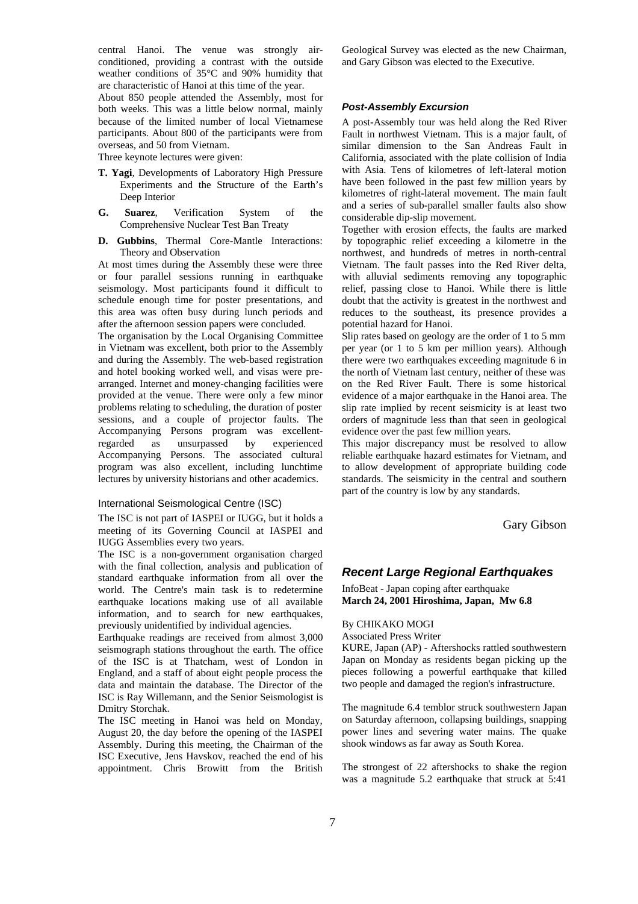central Hanoi. The venue was strongly air-conditioned, providing a contrast with the outside weather conditions of 35°C and 90% humidity that are characteristic of Hanoi at this time of the year.

About 850 people attended the Assembly, most for both weeks. This was a little below normal, mainly because of the limited number of local Vietnamese participants. About 800 of the participants were from overseas, and 50 from Vietnam.

Three keynote lectures were given:

- **T. Yagi**, Developments of Laboratory High Pressure Experiments and the Structure of the Earth's Deep Interior
- **G. Suarez**, Verification System of the Comprehensive Nuclear Test Ban Treaty
- **D. Gubbins**, Thermal Core-Mantle Interactions: Theory and Observation

At most times during the Assembly these were three or four parallel sessions running in earthquake seismology. Most participants found it difficult to schedule enough time for poster presentations, and this area was often busy during lunch periods and after the afternoon session papers were concluded.

The organisation by the Local Organising Committee in Vietnam was excellent, both prior to the Assembly and during the Assembly. The web-based registration and hotel booking worked well, and visas were pre-arranged. Internet and money-changing facilities were provided at the venue. There were only a few minor problems relating to scheduling, the duration of poster sessions, and a couple of projector faults. The Accompanying Persons program was excellent-regarded as unsurpassed by experienced Accompanying Persons. The associated cultural program was also excellent, including lunchtime lectures by university historians and other academics.

### International Seismological Centre (ISC)

The ISC is not part of IASPEI or IUGG, but it holds a meeting of its Governing Council at IASPEI and IUGG Assemblies every two years.

The ISC is a non-government organisation charged with the final collection, analysis and publication of standard earthquake information from all over the world. The Centre's main task is to redetermine earthquake locations making use of all available information, and to search for new earthquakes, previously unidentified by individual agencies.

Earthquake readings are received from almost 3,000 seismograph stations throughout the earth. The office of the ISC is at Thatcham, west of London in England, and a staff of about eight people process the data and maintain the database. The Director of the ISC is Ray Willemann, and the Senior Seismologist is Dmitry Storchak.

The ISC meeting in Hanoi was held on Monday, August 20, the day before the opening of the IASPEI Assembly. During this meeting, the Chairman of the ISC Executive, Jens Havskov, reached the end of his appointment. Chris Browitt from the British Geological Survey was elected as the new Chairman, and Gary Gibson was elected to the Executive.

### *Post-Assembly Excursion*

A post-Assembly tour was held along the Red River Fault in northwest Vietnam. This is a major fault, of similar dimension to the San Andreas Fault in California, associated with the plate collision of India with Asia. Tens of kilometres of left-lateral motion have been followed in the past few million years by kilometres of right-lateral movement. The main fault and a series of sub-parallel smaller faults also show considerable dip-slip movement.

Together with erosion effects, the faults are marked by topographic relief exceeding a kilometre in the northwest, and hundreds of metres in north-central Vietnam. The fault passes into the Red River delta, with alluvial sediments removing any topographic relief, passing close to Hanoi. While there is little doubt that the activity is greatest in the northwest and reduces to the southeast, its presence provides a potential hazard for Hanoi.

Slip rates based on geology are the order of 1 to 5 mm per year (or 1 to 5 km per million years). Although there were two earthquakes exceeding magnitude 6 in the north of Vietnam last century, neither of these was on the Red River Fault. There is some historical evidence of a major earthquake in the Hanoi area. The slip rate implied by recent seismicity is at least two orders of magnitude less than that seen in geological evidence over the past few million years.

This major discrepancy must be resolved to allow reliable earthquake hazard estimates for Vietnam, and to allow development of appropriate building code standards. The seismicity in the central and southern part of the country is low by any standards.

Gary Gibson

## *Recent Large Regional Earthquakes*

InfoBeat - Japan coping after earthquake
**March 24, 2001 Hiroshima, Japan, Mw 6.8**

By CHIKAKO MOGI
Associated Press Writer

KURE, Japan (AP) - Aftershocks rattled southwestern Japan on Monday as residents began picking up the pieces following a powerful earthquake that killed two people and damaged the region's infrastructure.

The magnitude 6.4 temblor struck southwestern Japan on Saturday afternoon, collapsing buildings, snapping power lines and severing water mains. The quake shook windows as far away as South Korea.

The strongest of 22 aftershocks to shake the region was a magnitude 5.2 earthquake that struck at 5:41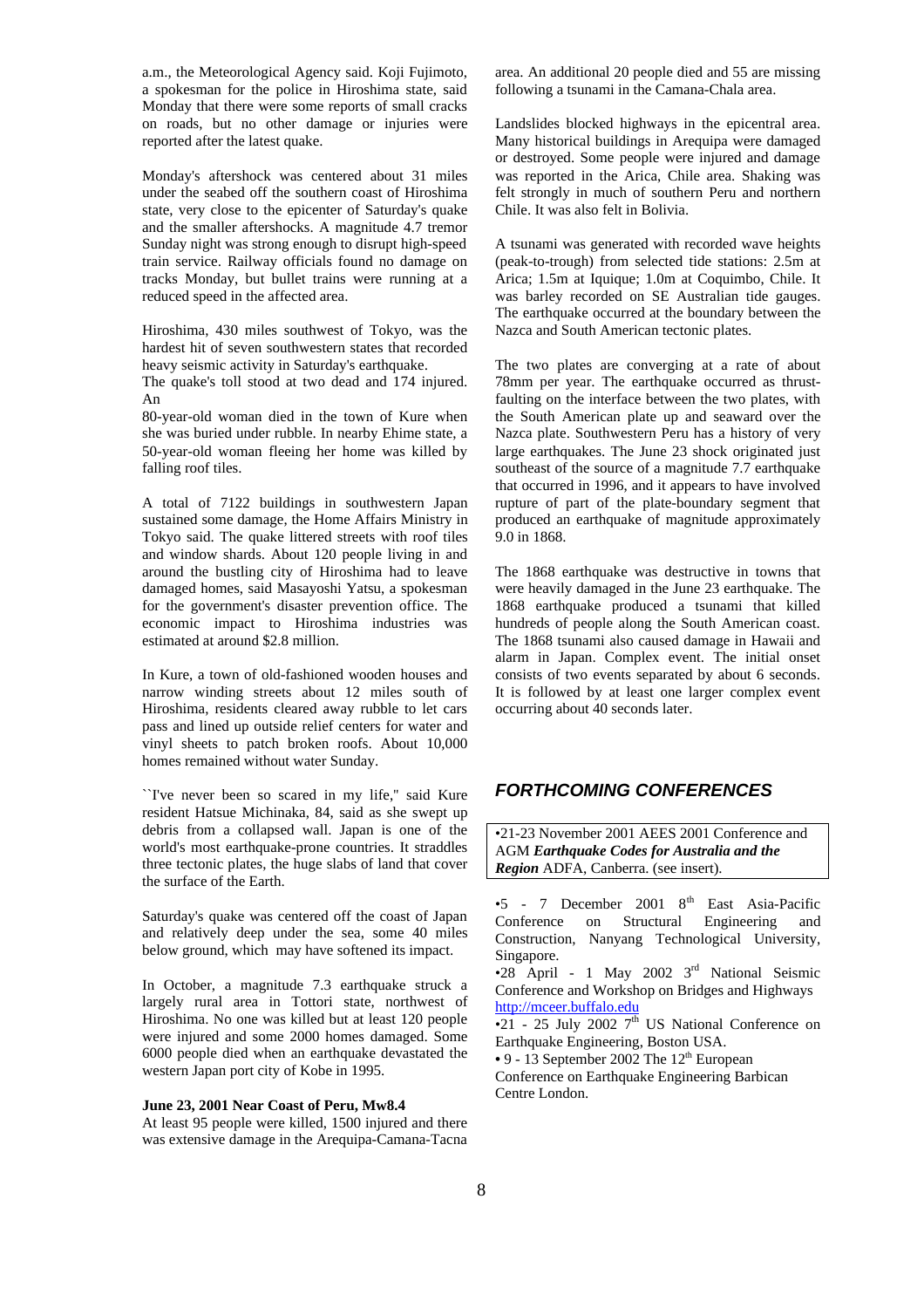a.m., the Meteorological Agency said. Koji Fujimoto, a spokesman for the police in Hiroshima state, said Monday that there were some reports of small cracks on roads, but no other damage or injuries were reported after the latest quake.

Monday's aftershock was centered about 31 miles under the seabed off the southern coast of Hiroshima state, very close to the epicenter of Saturday's quake and the smaller aftershocks. A magnitude 4.7 tremor Sunday night was strong enough to disrupt high-speed train service. Railway officials found no damage on tracks Monday, but bullet trains were running at a reduced speed in the affected area.

Hiroshima, 430 miles southwest of Tokyo, was the hardest hit of seven southwestern states that recorded heavy seismic activity in Saturday's earthquake.
The quake's toll stood at two dead and 174 injured. An
80-year-old woman died in the town of Kure when she was buried under rubble. In nearby Ehime state, a 50-year-old woman fleeing her home was killed by falling roof tiles.

A total of 7122 buildings in southwestern Japan sustained some damage, the Home Affairs Ministry in Tokyo said. The quake littered streets with roof tiles and window shards. About 120 people living in and around the bustling city of Hiroshima had to leave damaged homes, said Masayoshi Yatsu, a spokesman for the government's disaster prevention office. The economic impact to Hiroshima industries was estimated at around $2.8 million.

In Kure, a town of old-fashioned wooden houses and narrow winding streets about 12 miles south of Hiroshima, residents cleared away rubble to let cars pass and lined up outside relief centers for water and vinyl sheets to patch broken roofs. About 10,000 homes remained without water Sunday.

``I've never been so scared in my life,'' said Kure resident Hatsue Michinaka, 84, said as she swept up debris from a collapsed wall. Japan is one of the world's most earthquake-prone countries. It straddles three tectonic plates, the huge slabs of land that cover the surface of the Earth.

Saturday's quake was centered off the coast of Japan and relatively deep under the sea, some 40 miles below ground, which may have softened its impact.

In October, a magnitude 7.3 earthquake struck a largely rural area in Tottori state, northwest of Hiroshima. No one was killed but at least 120 people were injured and some 2000 homes damaged. Some 6000 people died when an earthquake devastated the western Japan port city of Kobe in 1995.

**June 23, 2001 Near Coast of Peru, Mw8.4**
At least 95 people were killed, 1500 injured and there was extensive damage in the Arequipa-Camana-Tacna area. An additional 20 people died and 55 are missing following a tsunami in the Camana-Chala area.

Landslides blocked highways in the epicentral area. Many historical buildings in Arequipa were damaged or destroyed. Some people were injured and damage was reported in the Arica, Chile area. Shaking was felt strongly in much of southern Peru and northern Chile. It was also felt in Bolivia.

A tsunami was generated with recorded wave heights (peak-to-trough) from selected tide stations: 2.5m at Arica; 1.5m at Iquique; 1.0m at Coquimbo, Chile. It was barley recorded on SE Australian tide gauges. The earthquake occurred at the boundary between the Nazca and South American tectonic plates.

The two plates are converging at a rate of about 78mm per year. The earthquake occurred as thrust-faulting on the interface between the two plates, with the South American plate up and seaward over the Nazca plate. Southwestern Peru has a history of very large earthquakes. The June 23 shock originated just southeast of the source of a magnitude 7.7 earthquake that occurred in 1996, and it appears to have involved rupture of part of the plate-boundary segment that produced an earthquake of magnitude approximately 9.0 in 1868.

The 1868 earthquake was destructive in towns that were heavily damaged in the June 23 earthquake. The 1868 earthquake produced a tsunami that killed hundreds of people along the South American coast. The 1868 tsunami also caused damage in Hawaii and alarm in Japan. Complex event. The initial onset consists of two events separated by about 6 seconds. It is followed by at least one larger complex event occurring about 40 seconds later.

## *FORTHCOMING CONFERENCES*

•21-23 November 2001 AEES 2001 Conference and AGM ***Earthquake Codes for Australia and the Region*** ADFA, Canberra. (see insert).

•5 - 7 December 2001 8th East Asia-Pacific Conference on Structural Engineering and Construction, Nanyang Technological University, Singapore.
•28 April - 1 May 2002 3rd National Seismic Conference and Workshop on Bridges and Highways http://mceer.buffalo.edu
•21 - 25 July 2002 7th US National Conference on Earthquake Engineering, Boston USA.
• 9 - 13 September 2002 The 12th European Conference on Earthquake Engineering Barbican Centre London.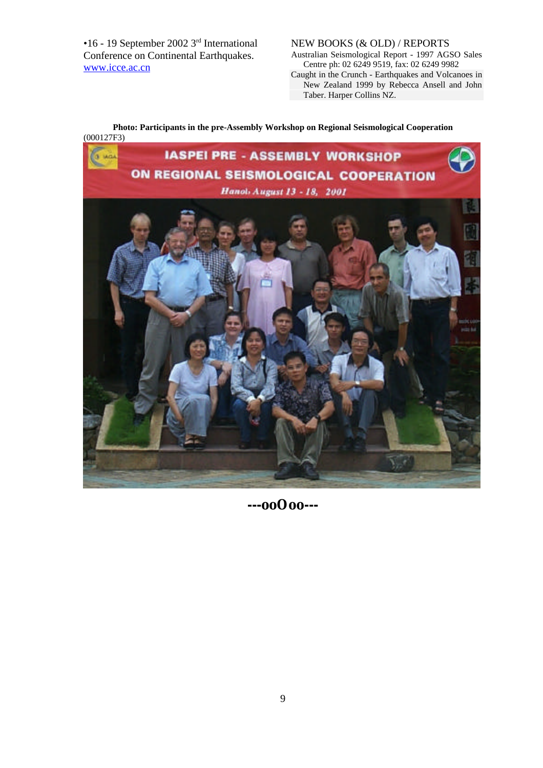•16 - 19 September 2002 3rd International Conference on Continental Earthquakes. www.icce.ac.cn

NEW BOOKS (& OLD) / REPORTS

Australian Seismological Report - 1997 AGSO Sales Centre ph: 02 6249 9519, fax: 02 6249 9982

Caught in the Crunch - Earthquakes and Volcanoes in New Zealand 1999 by Rebecca Ansell and John Taber. Harper Collins NZ.

**Photo: Participants in the pre-Assembly Workshop on Regional Seismological Cooperation** (000127F3)

---ooOoo---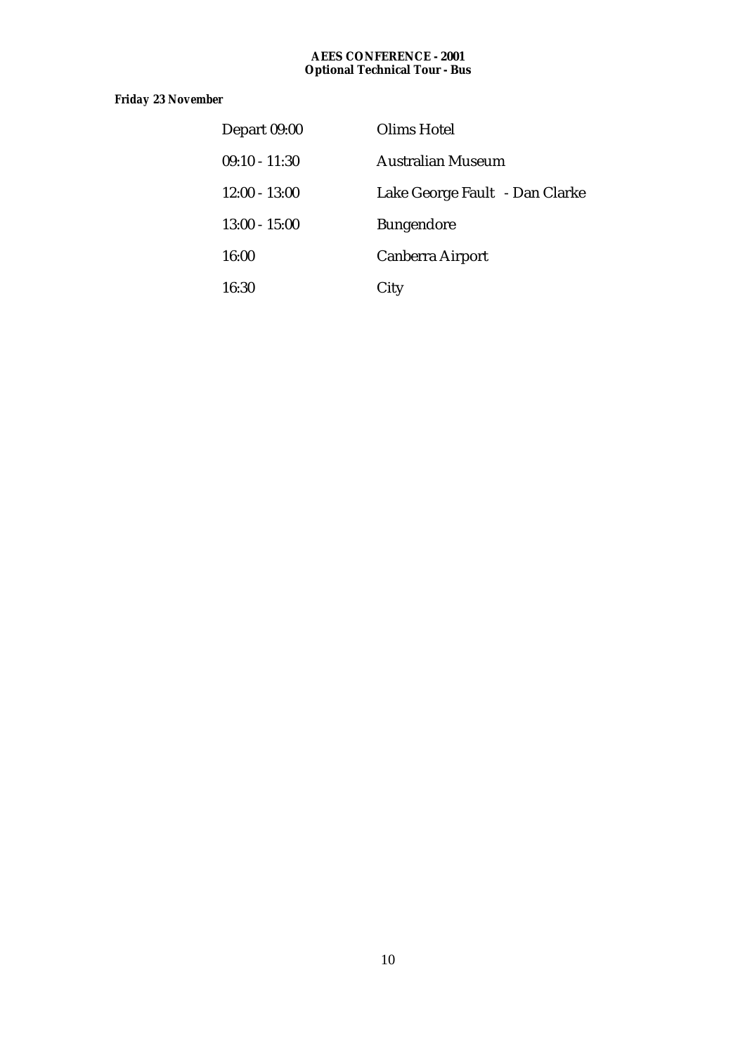**AEES CONFERENCE - 2001**
**Optional Technical Tour - Bus**

***Friday 23 November***

| | |
|---|---|
| Depart 09:00 | Olims Hotel |
| 09:10 - 11:30 | Australian Museum |
| 12:00 - 13:00 | Lake George Fault - Dan Clarke |
| 13:00 - 15:00 | Bungendore |
| 16:00 | Canberra Airport |
| 16:30 | City |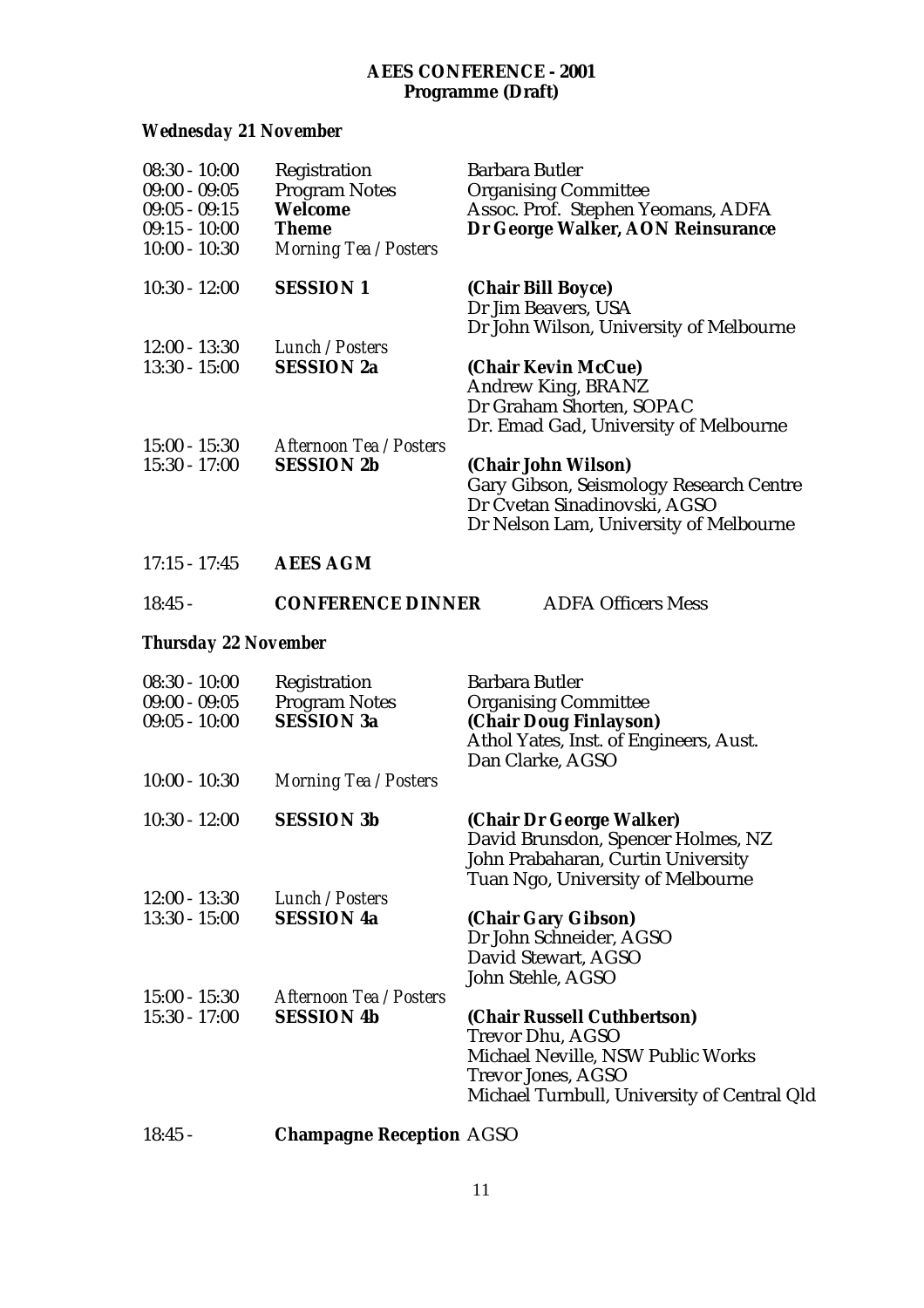**AEES CONFERENCE - 2001**
**Programme (Draft)**

***Wednesday 21 November***

| | | |
|---|---|---|
| 08:30 - 10:00 | Registration | Barbara Butler |
| 09:00 - 09:05 | Program Notes | Organising Committee |
| 09:05 - 09:15 | **Welcome** | Assoc. Prof. Stephen Yeomans, ADFA |
| 09:15 - 10:00 | **Theme** | **Dr George Walker, AON Reinsurance** |
| 10:00 - 10:30 | *Morning Tea / Posters* | |
| 10:30 - 12:00 | **SESSION 1** | **(Chair Bill Boyce)**<br>Dr Jim Beavers, USA<br>Dr John Wilson, University of Melbourne |
| 12:00 - 13:30 | *Lunch / Posters* | |
| 13:30 - 15:00 | **SESSION 2a** | **(Chair Kevin McCue)**<br>Andrew King, BRANZ<br>Dr Graham Shorten, SOPAC<br>Dr. Emad Gad, University of Melbourne |
| 15:00 - 15:30 | *Afternoon Tea / Posters* | |
| 15:30 - 17:00 | **SESSION 2b** | **(Chair John Wilson)**<br>Gary Gibson, Seismology Research Centre<br>Dr Cvetan Sinadinovski, AGSO<br>Dr Nelson Lam, University of Melbourne |
| 17:15 - 17:45 | **AEES AGM** | |
| 18:45 - | **CONFERENCE DINNER** | ADFA Officers Mess |

***Thursday 22 November***

| | | |
|---|---|---|
| 08:30 - 10:00 | Registration | Barbara Butler |
| 09:00 - 09:05 | Program Notes | Organising Committee |
| 09:05 - 10:00 | **SESSION 3a** | **(Chair Doug Finlayson)**<br>Athol Yates, Inst. of Engineers, Aust.<br>Dan Clarke, AGSO |
| 10:00 - 10:30 | *Morning Tea / Posters* | |
| 10:30 - 12:00 | **SESSION 3b** | **(Chair Dr George Walker)**<br>David Brunsdon, Spencer Holmes, NZ<br>John Prabaharan, Curtin University<br>Tuan Ngo, University of Melbourne |
| 12:00 - 13:30 | *Lunch / Posters* | |
| 13:30 - 15:00 | **SESSION 4a** | **(Chair Gary Gibson)**<br>Dr John Schneider, AGSO<br>David Stewart, AGSO<br>John Stehle, AGSO |
| 15:00 - 15:30 | *Afternoon Tea / Posters* | |
| 15:30 - 17:00 | **SESSION 4b** | **(Chair Russell Cuthbertson)**<br>Trevor Dhu, AGSO<br>Michael Neville, NSW Public Works<br>Trevor Jones, AGSO<br>Michael Turnbull, University of Central Qld |
| 18:45 - | **Champagne Reception** | AGSO |